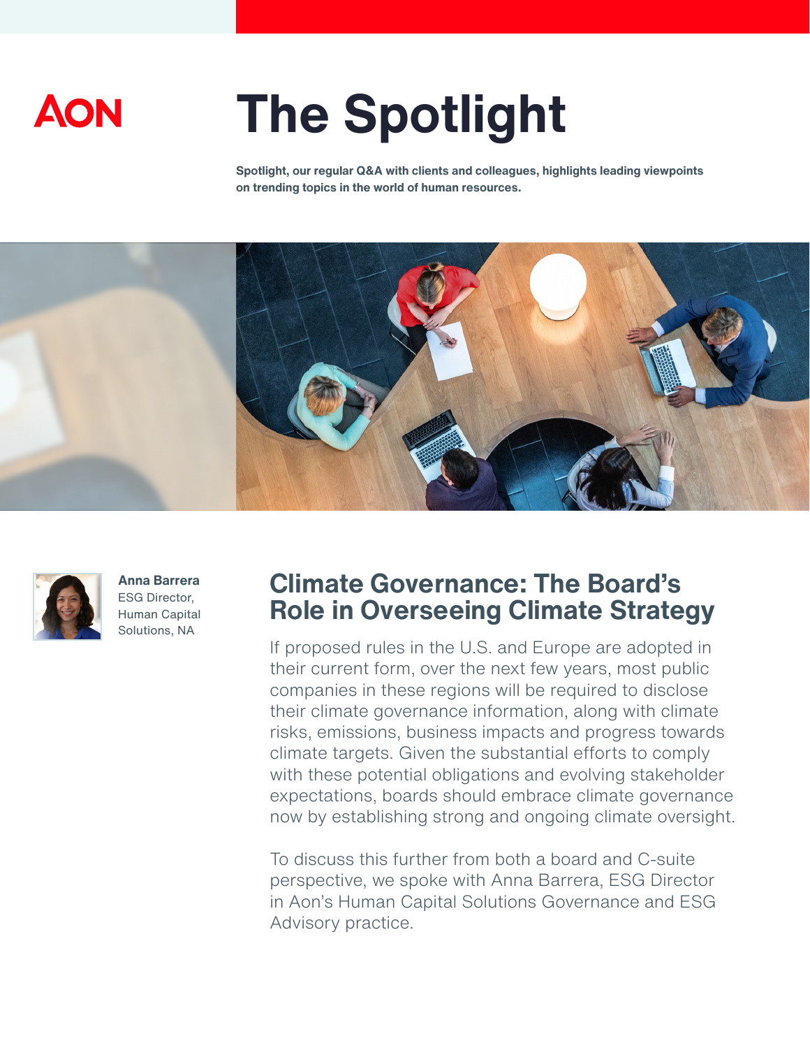AON

# The Spotlight

**Spotlight, our regular Q&A with clients and colleagues, highlights leading viewpoints on trending topics in the world of human resources.**

**Anna Barrera**
ESG Director,
Human Capital
Solutions, NA

## Climate Governance: The Board's Role in Overseeing Climate Strategy

If proposed rules in the U.S. and Europe are adopted in their current form, over the next few years, most public companies in these regions will be required to disclose their climate governance information, along with climate risks, emissions, business impacts and progress towards climate targets. Given the substantial efforts to comply with these potential obligations and evolving stakeholder expectations, boards should embrace climate governance now by establishing strong and ongoing climate oversight.

To discuss this further from both a board and C-suite perspective, we spoke with Anna Barrera, ESG Director in Aon's Human Capital Solutions Governance and ESG Advisory practice.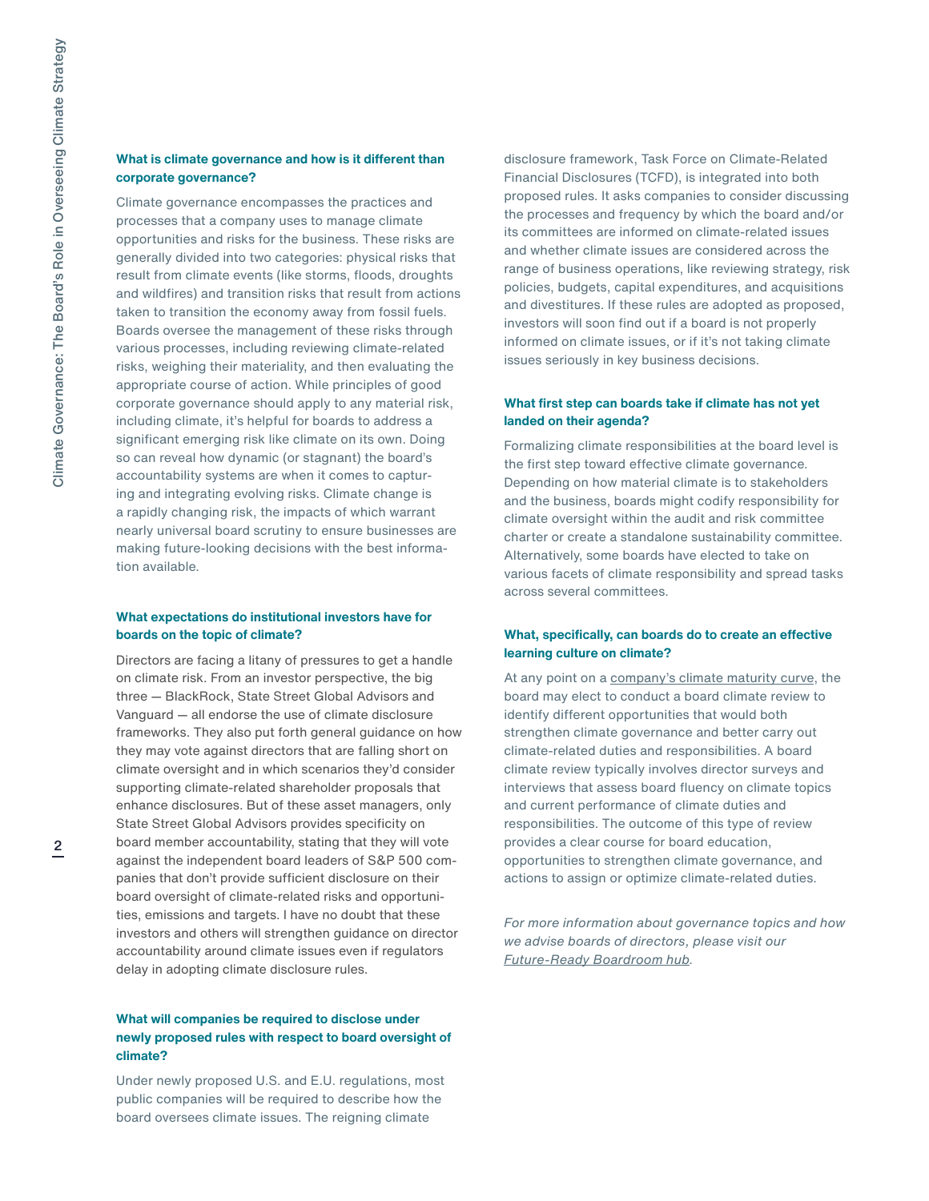### What is climate governance and how is it different than corporate governance?

Climate governance encompasses the practices and processes that a company uses to manage climate opportunities and risks for the business. These risks are generally divided into two categories: physical risks that result from climate events (like storms, floods, droughts and wildfires) and transition risks that result from actions taken to transition the economy away from fossil fuels. Boards oversee the management of these risks through various processes, including reviewing climate-related risks, weighing their materiality, and then evaluating the appropriate course of action. While principles of good corporate governance should apply to any material risk, including climate, it's helpful for boards to address a significant emerging risk like climate on its own. Doing so can reveal how dynamic (or stagnant) the board's accountability systems are when it comes to capturing and integrating evolving risks. Climate change is a rapidly changing risk, the impacts of which warrant nearly universal board scrutiny to ensure businesses are making future-looking decisions with the best information available.

### What expectations do institutional investors have for boards on the topic of climate?

Directors are facing a litany of pressures to get a handle on climate risk. From an investor perspective, the big three — BlackRock, State Street Global Advisors and Vanguard — all endorse the use of climate disclosure frameworks. They also put forth general guidance on how they may vote against directors that are falling short on climate oversight and in which scenarios they'd consider supporting climate-related shareholder proposals that enhance disclosures. But of these asset managers, only State Street Global Advisors provides specificity on board member accountability, stating that they will vote against the independent board leaders of S&P 500 companies that don't provide sufficient disclosure on their board oversight of climate-related risks and opportunities, emissions and targets. I have no doubt that these investors and others will strengthen guidance on director accountability around climate issues even if regulators delay in adopting climate disclosure rules.

### What will companies be required to disclose under newly proposed rules with respect to board oversight of climate?

Under newly proposed U.S. and E.U. regulations, most public companies will be required to describe how the board oversees climate issues. The reigning climate disclosure framework, Task Force on Climate-Related Financial Disclosures (TCFD), is integrated into both proposed rules. It asks companies to consider discussing the processes and frequency by which the board and/or its committees are informed on climate-related issues and whether climate issues are considered across the range of business operations, like reviewing strategy, risk policies, budgets, capital expenditures, and acquisitions and divestitures. If these rules are adopted as proposed, investors will soon find out if a board is not properly informed on climate issues, or if it's not taking climate issues seriously in key business decisions.

### What first step can boards take if climate has not yet landed on their agenda?

Formalizing climate responsibilities at the board level is the first step toward effective climate governance. Depending on how material climate is to stakeholders and the business, boards might codify responsibility for climate oversight within the audit and risk committee charter or create a standalone sustainability committee. Alternatively, some boards have elected to take on various facets of climate responsibility and spread tasks across several committees.

### What, specifically, can boards do to create an effective learning culture on climate?

At any point on a company's climate maturity curve, the board may elect to conduct a board climate review to identify different opportunities that would both strengthen climate governance and better carry out climate-related duties and responsibilities. A board climate review typically involves director surveys and interviews that assess board fluency on climate topics and current performance of climate duties and responsibilities. The outcome of this type of review provides a clear course for board education, opportunities to strengthen climate governance, and actions to assign or optimize climate-related duties.

*For more information about governance topics and how we advise boards of directors, please visit our Future-Ready Boardroom hub.*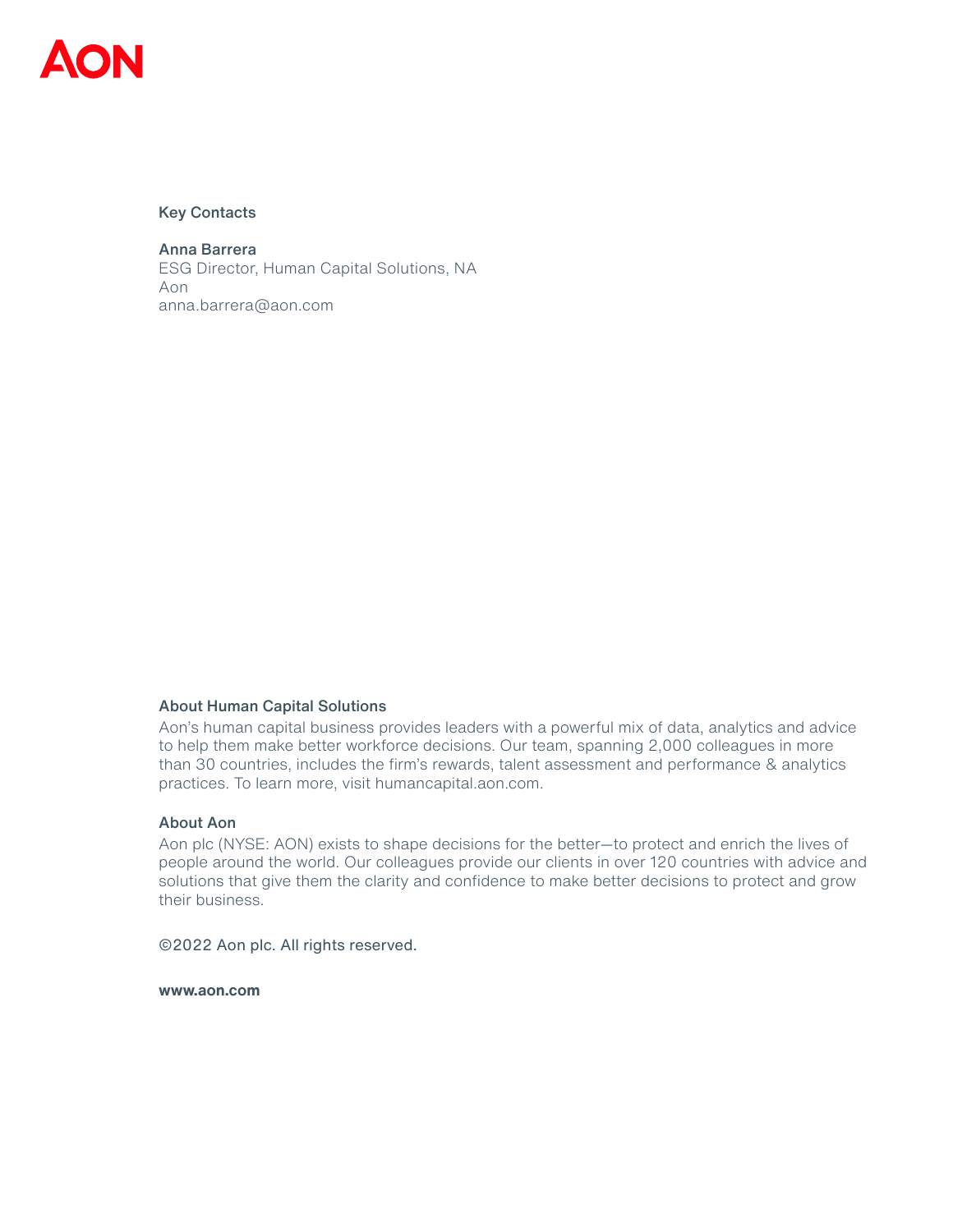AON

**Key Contacts**

**Anna Barrera**
ESG Director, Human Capital Solutions, NA
Aon
anna.barrera@aon.com

**About Human Capital Solutions**

Aon's human capital business provides leaders with a powerful mix of data, analytics and advice to help them make better workforce decisions. Our team, spanning 2,000 colleagues in more than 30 countries, includes the firm's rewards, talent assessment and performance & analytics practices. To learn more, visit humancapital.aon.com.

**About Aon**

Aon plc (NYSE: AON) exists to shape decisions for the better—to protect and enrich the lives of people around the world. Our colleagues provide our clients in over 120 countries with advice and solutions that give them the clarity and confidence to make better decisions to protect and grow their business.

©2022 Aon plc. All rights reserved.

**www.aon.com**